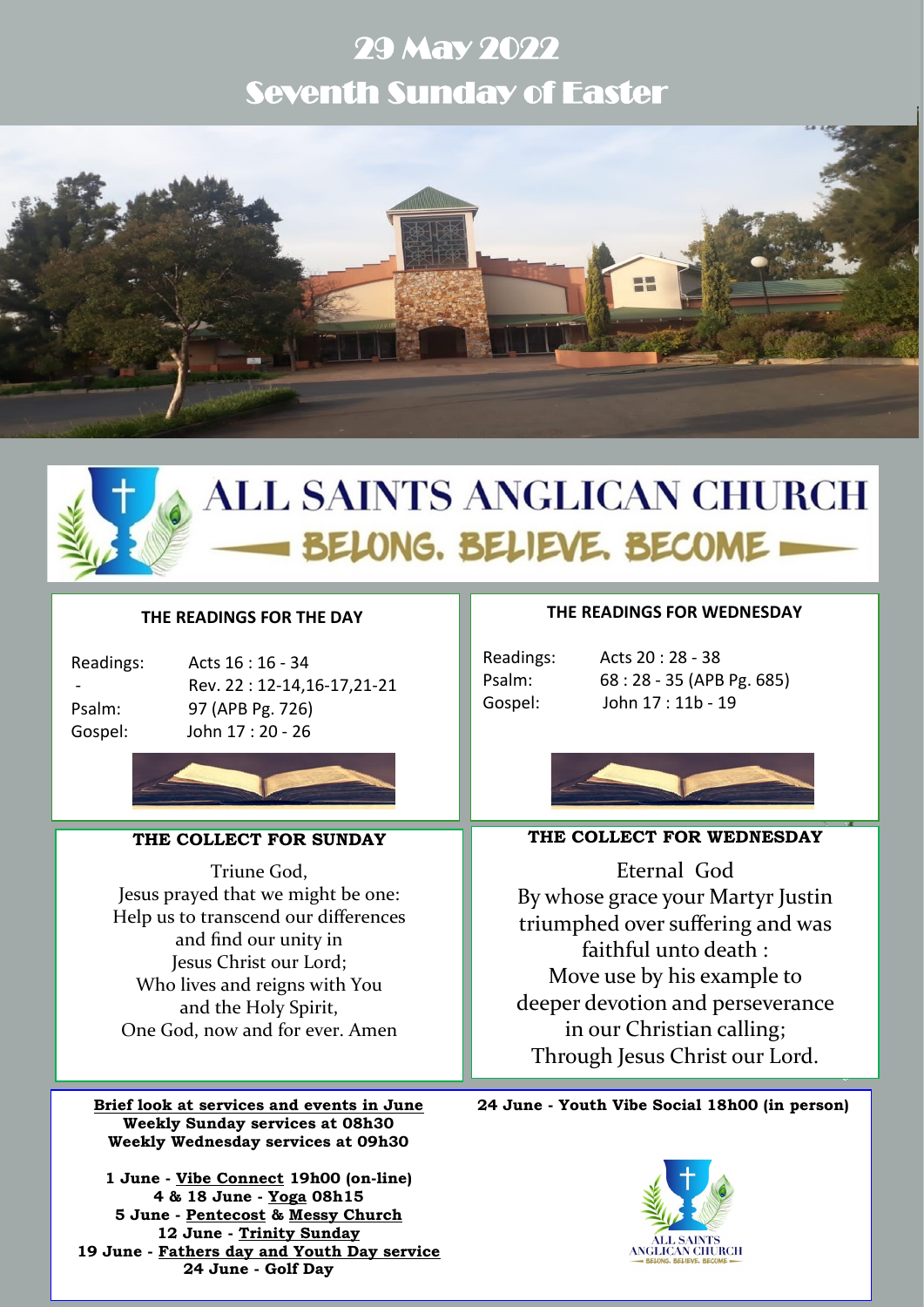# 29 May 2022
# Seventh Sunday of Easter

ALL SAINTS ANGLICAN CHURCH

BELONG. BELIEVE. BECOME

### THE READINGS FOR THE DAY

| | |
|---|---|
| Readings: | Acts 16 : 16 - 34 |
| - | Rev. 22 : 12-14,16-17,21-21 |
| Psalm: | 97 (APB Pg. 726) |
| Gospel: | John 17 : 20 - 26 |

### THE READINGS FOR WEDNESDAY

| | |
|---|---|
| Readings: | Acts 20 : 28 - 38 |
| Psalm: | 68 : 28 - 35 (APB Pg. 685) |
| Gospel: | John 17 : 11b - 19 |

### THE COLLECT FOR SUNDAY

Triune God,
Jesus prayed that we might be one:
Help us to transcend our differences
and find our unity in
Jesus Christ our Lord;
Who lives and reigns with You
and the Holy Spirit,
One God, now and for ever. Amen

### THE COLLECT FOR WEDNESDAY

Eternal God
By whose grace your Martyr Justin
triumphed over suffering and was
faithful unto death :
Move use by his example to
deeper devotion and perseverance
in our Christian calling;
Through Jesus Christ our Lord.

**Brief look at services and events in June**
**Weekly Sunday services at 08h30**
**Weekly Wednesday services at 09h30**

**1 June - Vibe Connect 19h00 (on-line)**
**4 & 18 June - Yoga 08h15**
**5 June - Pentecost & Messy Church**
**12 June - Trinity Sunday**
**19 June - Fathers day and Youth Day service**
**24 June - Golf Day**

**24 June - Youth Vibe Social 18h00 (in person)**

ALL SAINTS ANGLICAN CHURCH
BELONG. BELIEVE. BECOME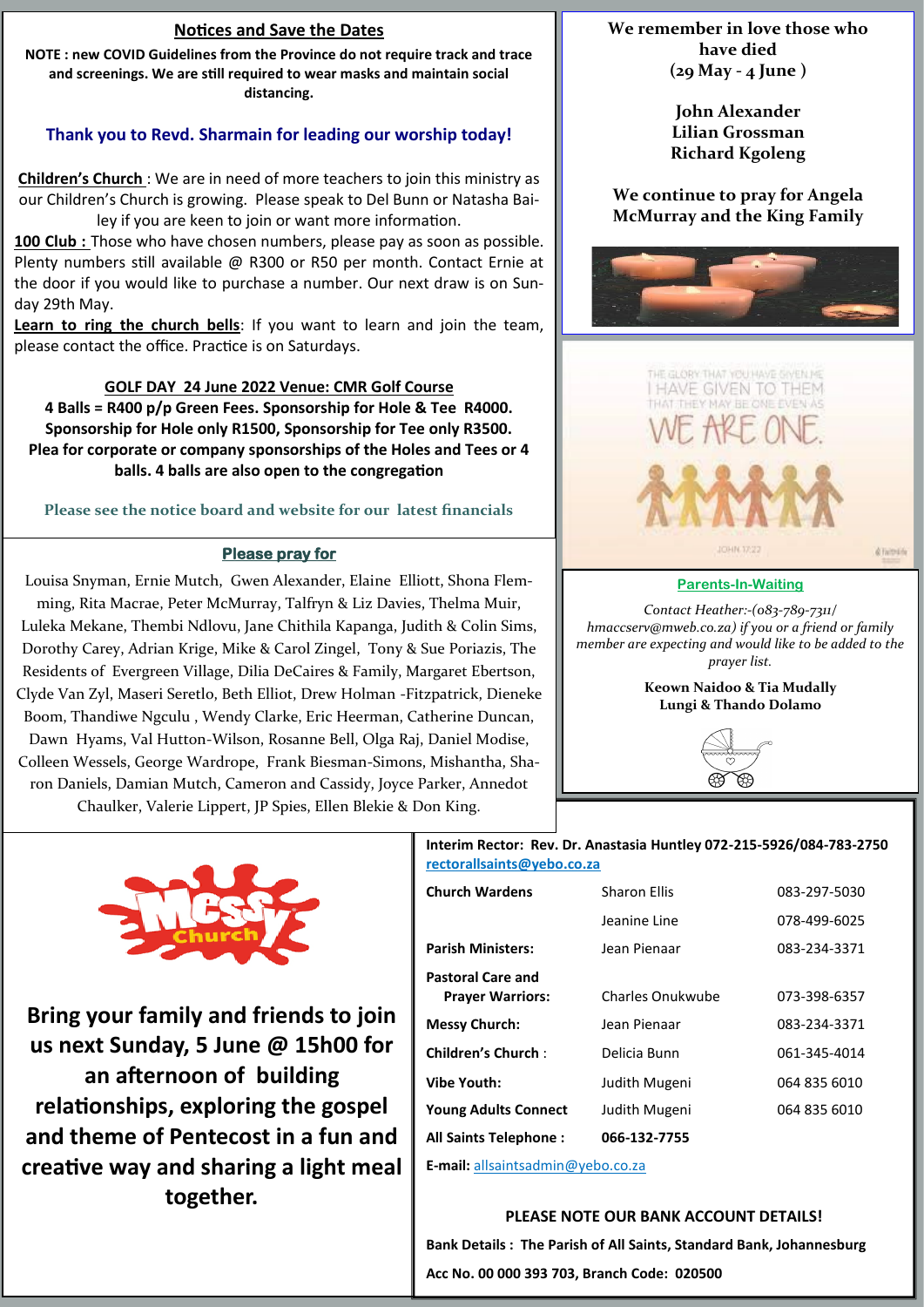## Notices and Save the Dates

**NOTE : new COVID Guidelines from the Province do not require track and trace and screenings. We are still required to wear masks and maintain social distancing.**

**Thank you to Revd. Sharmain for leading our worship today!**

**Children's Church** : We are in need of more teachers to join this ministry as our Children's Church is growing. Please speak to Del Bunn or Natasha Bailey if you are keen to join or want more information.

**100 Club :** Those who have chosen numbers, please pay as soon as possible. Plenty numbers still available @ R300 or R50 per month. Contact Ernie at the door if you would like to purchase a number. Our next draw is on Sunday 29th May.

**Learn to ring the church bells**: If you want to learn and join the team, please contact the office. Practice is on Saturdays.

**GOLF DAY 24 June 2022 Venue: CMR Golf Course**
**4 Balls = R400 p/p Green Fees. Sponsorship for Hole & Tee R4000. Sponsorship for Hole only R1500, Sponsorship for Tee only R3500. Plea for corporate or company sponsorships of the Holes and Tees or 4 balls. 4 balls are also open to the congregation**

**Please see the notice board and website for our latest financials**

## Please pray for

Louisa Snyman, Ernie Mutch, Gwen Alexander, Elaine Elliott, Shona Flemming, Rita Macrae, Peter McMurray, Talfryn & Liz Davies, Thelma Muir, Luleka Mekane, Thembi Ndlovu, Jane Chithila Kapanga, Judith & Colin Sims, Dorothy Carey, Adrian Krige, Mike & Carol Zingel, Tony & Sue Poriazis, The Residents of Evergreen Village, Dilia DeCaires & Family, Margaret Ebertson, Clyde Van Zyl, Maseri Seretlo, Beth Elliot, Drew Holman -Fitzpatrick, Dieneke Boom, Thandiwe Ngculu , Wendy Clarke, Eric Heerman, Catherine Duncan, Dawn Hyams, Val Hutton-Wilson, Rosanne Bell, Olga Raj, Daniel Modise, Colleen Wessels, George Wardrope, Frank Biesman-Simons, Mishantha, Sharon Daniels, Damian Mutch, Cameron and Cassidy, Joyce Parker, Annedot Chaulker, Valerie Lippert, JP Spies, Ellen Blekie & Don King.

**We remember in love those who have died (29 May - 4 June )**

**John Alexander**
**Lilian Grossman**
**Richard Kgoleng**

**We continue to pray for Angela McMurray and the King Family**

THE GLORY THAT YOU HAVE GIVEN ME I HAVE GIVEN TO THEM THAT THEY MAY BE ONE EVEN AS WE ARE ONE.
JOHN 17:22

## Parents-In-Waiting

*Contact Heather:-(083-789-7311/ hmaccserv@mweb.co.za) if you or a friend or family member are expecting and would like to be added to the prayer list.*

**Keown Naidoo & Tia Mudally**
**Lungi & Thando Dolamo**

Messy Church

**Bring your family and friends to join us next Sunday, 5 June @ 15h00 for an afternoon of building relationships, exploring the gospel and theme of Pentecost in a fun and creative way and sharing a light meal together.**

**Interim Rector: Rev. Dr. Anastasia Huntley 072-215-5926/084-783-2750**
rectorallsaints@yebo.co.za

| | | |
|---|---|---|
| **Church Wardens** | Sharon Ellis | 083-297-5030 |
| | Jeanine Line | 078-499-6025 |
| **Parish Ministers:** | Jean Pienaar | 083-234-3371 |
| **Pastoral Care and Prayer Warriors:** | Charles Onukwube | 073-398-6357 |
| **Messy Church:** | Jean Pienaar | 083-234-3371 |
| **Children's Church** : | Delicia Bunn | 061-345-4014 |
| **Vibe Youth:** | Judith Mugeni | 064 835 6010 |
| **Young Adults Connect** | Judith Mugeni | 064 835 6010 |
| **All Saints Telephone :** | **066-132-7755** | |

**E-mail:** allsaintsadmin@yebo.co.za

**PLEASE NOTE OUR BANK ACCOUNT DETAILS!**

**Bank Details : The Parish of All Saints, Standard Bank, Johannesburg**

**Acc No. 00 000 393 703, Branch Code: 020500**